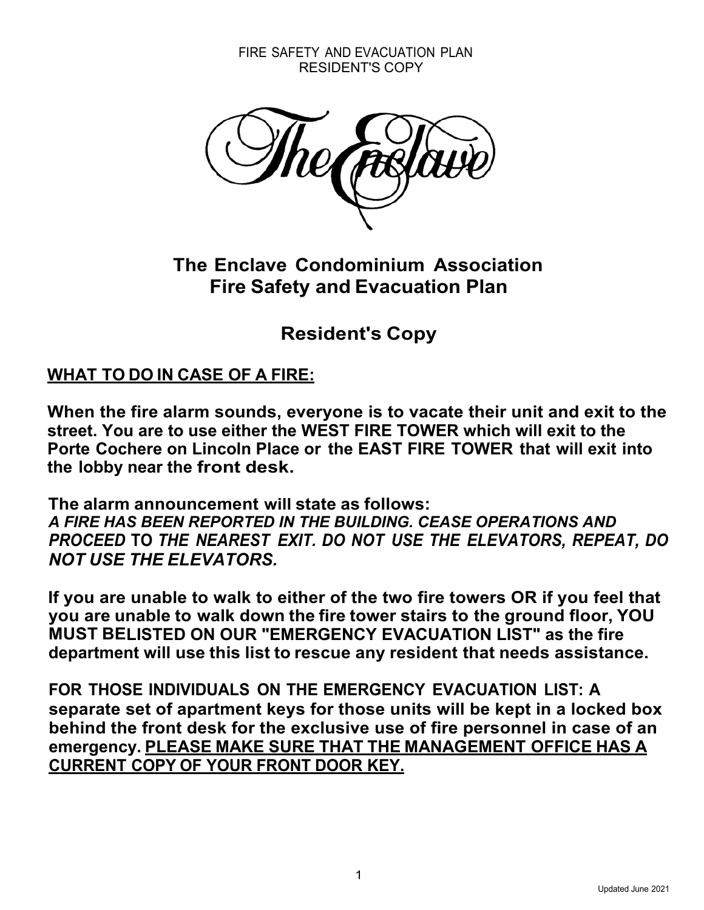FIRE SAFETY AND EVACUATION PLAN
RESIDENT'S COPY

The Enclave

# The Enclave Condominium Association Fire Safety and Evacuation Plan

## Resident's Copy

**WHAT TO DO IN CASE OF A FIRE:**

**When the fire alarm sounds, everyone is to vacate their unit and exit to the street. You are to use either the WEST FIRE TOWER which will exit to the Porte Cochere on Lincoln Place or the EAST FIRE TOWER that will exit into the lobby near the front desk.**

**The alarm announcement will state as follows:**
***A FIRE HAS BEEN REPORTED IN THE BUILDING. CEASE OPERATIONS AND PROCEED TO THE NEAREST EXIT. DO NOT USE THE ELEVATORS, REPEAT, DO NOT USE THE ELEVATORS.***

**If you are unable to walk to either of the two fire towers OR if you feel that you are unable to walk down the fire tower stairs to the ground floor, YOU MUST BELISTED ON OUR "EMERGENCY EVACUATION LIST" as the fire department will use this list to rescue any resident that needs assistance.**

**FOR THOSE INDIVIDUALS ON THE EMERGENCY EVACUATION LIST: A separate set of apartment keys for those units will be kept in a locked box behind the front desk for the exclusive use of fire personnel in case of an emergency. PLEASE MAKE SURE THAT THE MANAGEMENT OFFICE HAS A CURRENT COPY OF YOUR FRONT DOOR KEY.**

Updated June 2021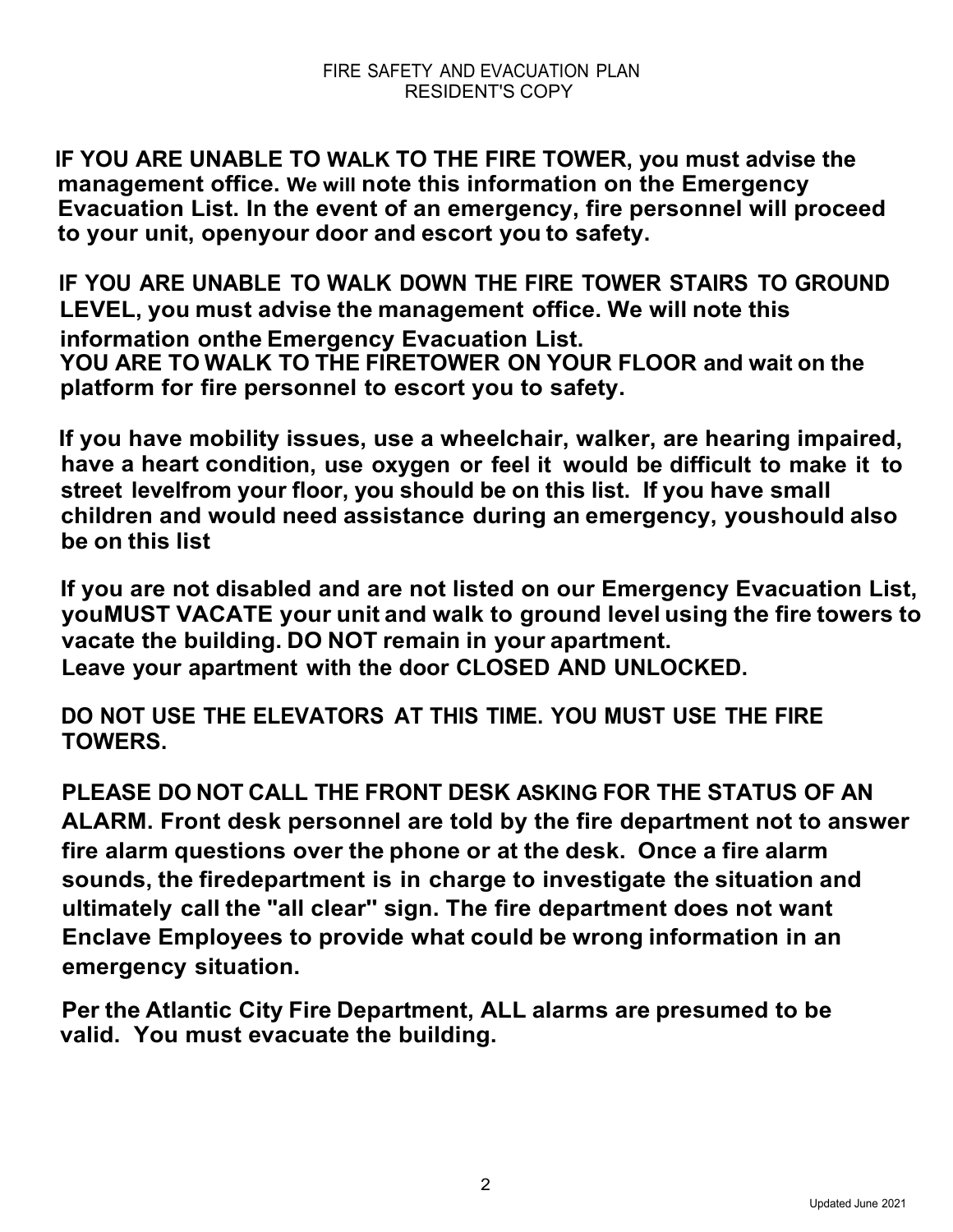FIRE SAFETY AND EVACUATION PLAN
RESIDENT'S COPY

**IF YOU ARE UNABLE TO WALK TO THE FIRE TOWER, you must advise the management office. We will note this information on the Emergency Evacuation List. In the event of an emergency, fire personnel will proceed to your unit, openyour door and escort you to safety.**

**IF YOU ARE UNABLE TO WALK DOWN THE FIRE TOWER STAIRS TO GROUND LEVEL, you must advise the management office. We will note this information onthe Emergency Evacuation List.**
**YOU ARE TO WALK TO THE FIRETOWER ON YOUR FLOOR and wait on the platform for fire personnel to escort you to safety.**

**If you have mobility issues, use a wheelchair, walker, are hearing impaired, have a heart condition, use oxygen or feel it would be difficult to make it to street levelfrom your floor, you should be on this list. If you have small children and would need assistance during an emergency, youshould also be on this list**

**If you are not disabled and are not listed on our Emergency Evacuation List, youMUST VACATE your unit and walk to ground level using the fire towers to vacate the building. DO NOT remain in your apartment.**
**Leave your apartment with the door CLOSED AND UNLOCKED.**

**DO NOT USE THE ELEVATORS AT THIS TIME. YOU MUST USE THE FIRE TOWERS.**

**PLEASE DO NOT CALL THE FRONT DESK ASKING FOR THE STATUS OF AN ALARM. Front desk personnel are told by the fire department not to answer fire alarm questions over the phone or at the desk. Once a fire alarm sounds, the firedepartment is in charge to investigate the situation and ultimately call the "all clear" sign. The fire department does not want Enclave Employees to provide what could be wrong information in an emergency situation.**

**Per the Atlantic City Fire Department, ALL alarms are presumed to be valid. You must evacuate the building.**

Updated June 2021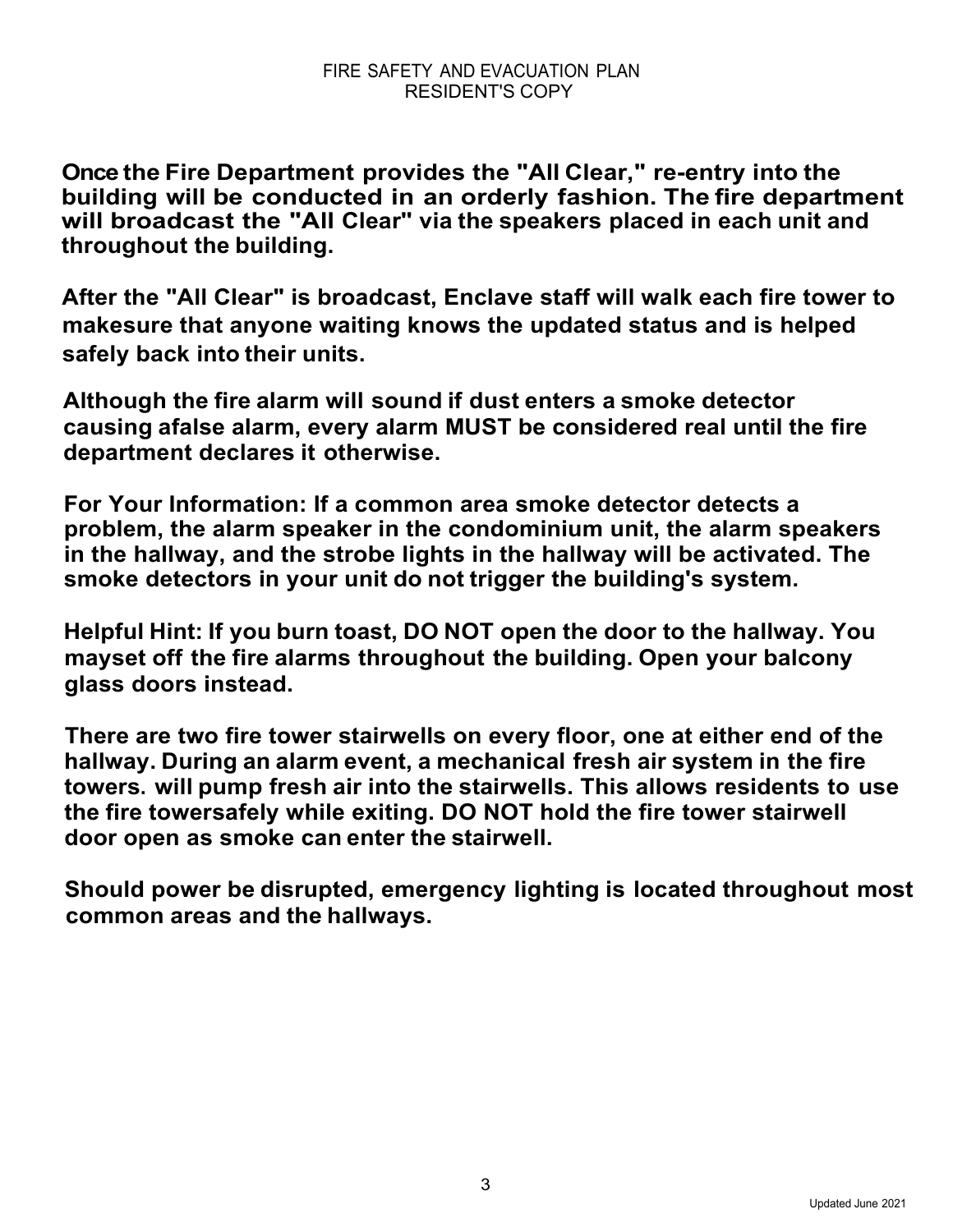**Once the Fire Department provides the "All Clear," re-entry into the building will be conducted in an orderly fashion. The fire department will broadcast the "All Clear" via the speakers placed in each unit and throughout the building.**

**After the "All Clear" is broadcast, Enclave staff will walk each fire tower to makesure that anyone waiting knows the updated status and is helped safely back into their units.**

**Although the fire alarm will sound if dust enters a smoke detector causing afalse alarm, every alarm MUST be considered real until the fire department declares it otherwise.**

**For Your Information: If a common area smoke detector detects a problem, the alarm speaker in the condominium unit, the alarm speakers in the hallway, and the strobe lights in the hallway will be activated. The smoke detectors in your unit do not trigger the building's system.**

**Helpful Hint: If you burn toast, DO NOT open the door to the hallway. You mayset off the fire alarms throughout the building. Open your balcony glass doors instead.**

**There are two fire tower stairwells on every floor, one at either end of the hallway. During an alarm event, a mechanical fresh air system in the fire towers. will pump fresh air into the stairwells. This allows residents to use the fire towersafely while exiting. DO NOT hold the fire tower stairwell door open as smoke can enter the stairwell.**

**Should power be disrupted, emergency lighting is located throughout most common areas and the hallways.**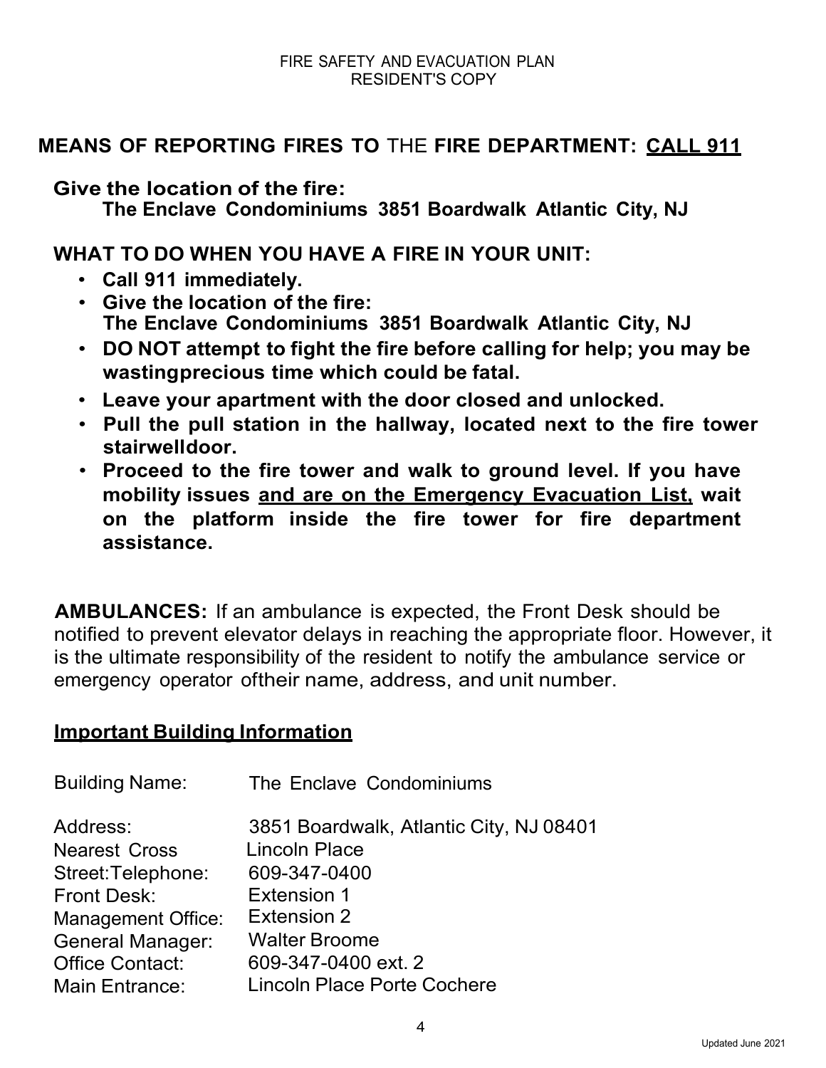FIRE SAFETY AND EVACUATION PLAN
RESIDENT'S COPY

## MEANS OF REPORTING FIRES TO THE FIRE DEPARTMENT: CALL 911

**Give the location of the fire:**
**The Enclave Condominiums 3851 Boardwalk Atlantic City, NJ**

### WHAT TO DO WHEN YOU HAVE A FIRE IN YOUR UNIT:

- **Call 911 immediately.**
- **Give the location of the fire: The Enclave Condominiums 3851 Boardwalk Atlantic City, NJ**
- **DO NOT attempt to fight the fire before calling for help; you may be wastingprecious time which could be fatal.**
- **Leave your apartment with the door closed and unlocked.**
- **Pull the pull station in the hallway, located next to the fire tower stairwelldoor.**
- **Proceed to the fire tower and walk to ground level. If you have mobility issues and are on the Emergency Evacuation List, wait on the platform inside the fire tower for fire department assistance.**

**AMBULANCES:** If an ambulance is expected, the Front Desk should be notified to prevent elevator delays in reaching the appropriate floor. However, it is the ultimate responsibility of the resident to notify the ambulance service or emergency operator oftheir name, address, and unit number.

## Important Building Information

| | |
|---|---|
| Building Name: | The Enclave Condominiums |
| Address: | 3851 Boardwalk, Atlantic City, NJ 08401 |
| Nearest Cross Street: | Lincoln Place |
| Telephone: | 609-347-0400 |
| Front Desk: | Extension 1 |
| Management Office: | Extension 2 |
| General Manager: | Walter Broome |
| Office Contact: | 609-347-0400 ext. 2 |
| Main Entrance: | Lincoln Place Porte Cochere |

Updated June 2021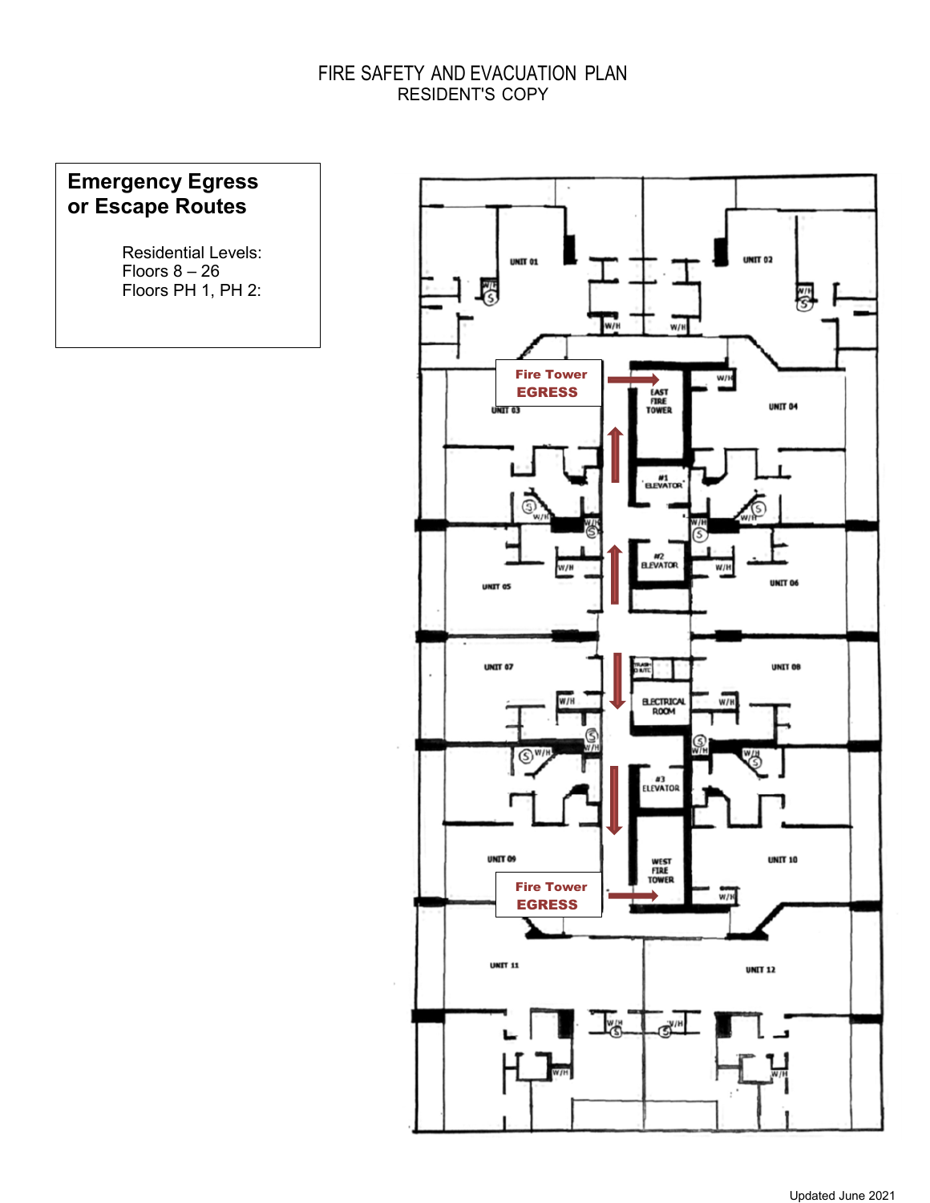# FIRE SAFETY AND EVACUATION PLAN
RESIDENT'S COPY

## Emergency Egress or Escape Routes

Residential Levels:
Floors 8 – 26
Floors PH 1, PH 2:

UNIT 01
UNIT 02
UNIT 03
UNIT 04
UNIT 05
UNIT 06
UNIT 07
UNIT 08
UNIT 09
UNIT 10
UNIT 11
UNIT 12

Fire Tower **EGRESS**

EAST FIRE TOWER

#1 ELEVATOR

#2 ELEVATOR

TRASH/RM/TC

ELECTRICAL ROOM

#3 ELEVATOR

WEST FIRE TOWER

Fire Tower **EGRESS**

Updated June 2021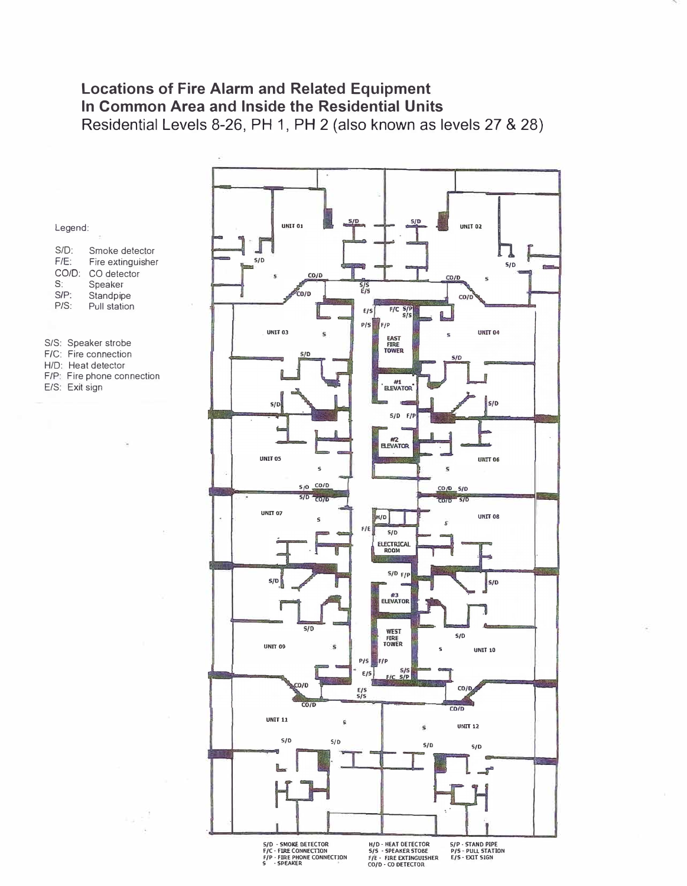## Locations of Fire Alarm and Related Equipment In Common Area and Inside the Residential Units

Residential Levels 8-26, PH 1, PH 2 (also known as levels 27 & 28)

Legend:

- S/D: Smoke detector
- F/E: Fire extinguisher
- CO/D: CO detector
- S: Speaker
- S/P: Standpipe
- P/S: Pull station

- S/S: Speaker strobe
- F/C: Fire connection
- H/D: Heat detector
- F/P: Fire phone connection
- E/S: Exit sign

UNIT 01
UNIT 02
UNIT 03
UNIT 04
UNIT 05
UNIT 06
UNIT 07
UNIT 08
UNIT 09
UNIT 10
UNIT 11
UNIT 12
EAST FIRE TOWER
#1 ELEVATOR
#2 ELEVATOR
ELECTRICAL ROOM
#3 ELEVATOR
WEST FIRE TOWER

S/D - SMOKE DETECTOR
F/C - FIRE CONNECTION
F/P - FIRE PHONE CONNECTION
S - SPEAKER
H/D - HEAT DETECTOR
S/S - SPEAKER STOBE
F/E - FIRE EXTINGUISHER
CO/D - CO DETECTOR
S/P - STAND PIPE
P/S - PULL STATION
E/S - EXIT SIGN